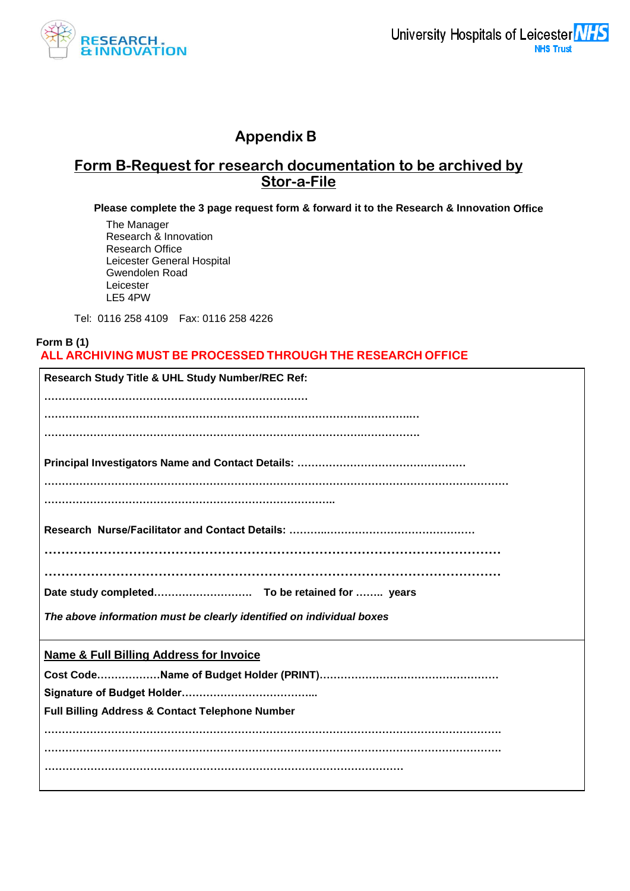RESEARCH & INNOVATION

University Hospitals of Leicester NHS Trust

# Appendix B

## Form B-Request for research documentation to be archived by Stor-a-File

**Please complete the 3 page request form & forward it to the Research & Innovation Office**

The Manager
Research & Innovation
Research Office
Leicester General Hospital
Gwendolen Road
Leicester
LE5 4PW

Tel: 0116 258 4109 Fax: 0116 258 4226

**Form B (1)**

**ALL ARCHIVING MUST BE PROCESSED THROUGH THE RESEARCH OFFICE**

**Research Study Title & UHL Study Number/REC Ref:**

…………………………………………………………………

……………………………………………………………………………………………

……………………………………………………………………………………………

**Principal Investigators Name and Contact Details:** …………………………………………

………………………………………………………………………………………………………

…………………………………………………………………………

**Research Nurse/Facilitator and Contact Details:** ………..……………………………………

……………………………………………………………………………………………………

……………………………………………………………………………………………………

**Date study completed**……………………… **To be retained for** …….. **years**

***The above information must be clearly identified on individual boxes***

**Name & Full Billing Address for Invoice**

**Cost Code**………………**Name of Budget Holder (PRINT)**……………………………………………

**Signature of Budget Holder**………………………………..

**Full Billing Address & Contact Telephone Number**

………………………………………………………………………………………………………

………………………………………………………………………………………………………

…………………………………………………………………………………………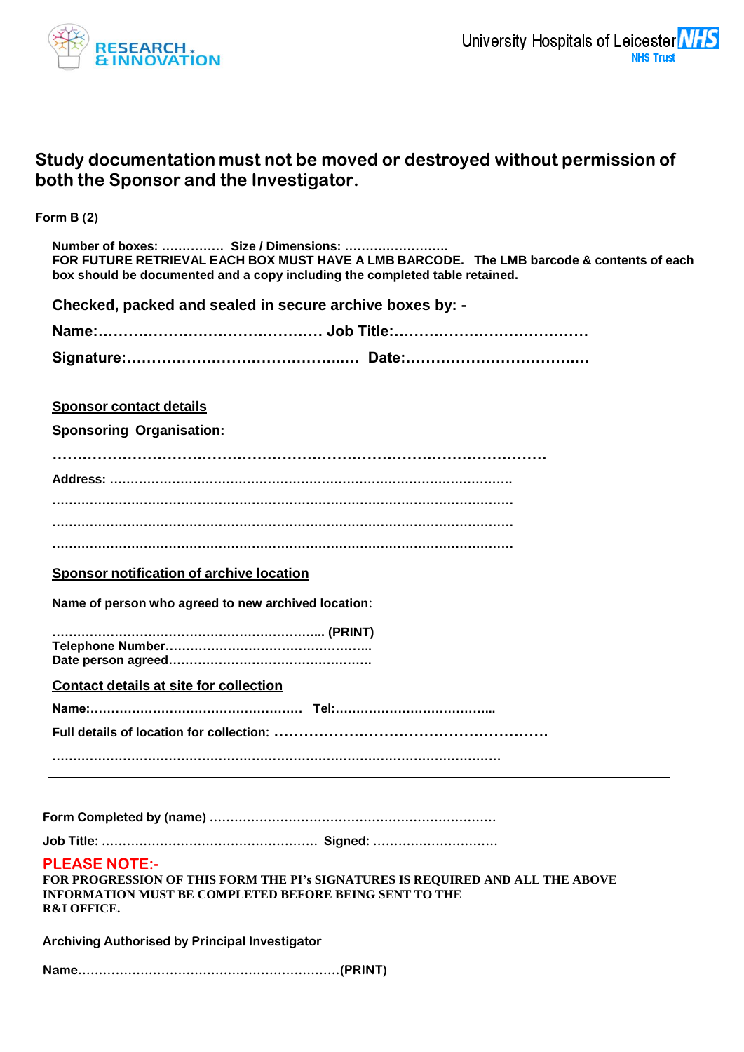## Study documentation must not be moved or destroyed without permission of both the Sponsor and the Investigator.

**Form B (2)**

**Number of boxes: …………… Size / Dimensions: ……………………**
**FOR FUTURE RETRIEVAL EACH BOX MUST HAVE A LMB BARCODE. The LMB barcode & contents of each box should be documented and a copy including the completed table retained.**

**Checked, packed and sealed in secure archive boxes by: -**

**Name:……………………………………… Job Title:…………………………………**

**Signature:…………………………………..… Date:…………………………….…**

**<u>Sponsor contact details</u>**

**Sponsoring Organisation:**

**………………………………………………………………………………………**

**Address: ……………………………………………………………………………………**

**……………………………………………………………………………………………**

**……………………………………………………………………………………………**

**……………………………………………………………………………………………**

**<u>Sponsor notification of archive location</u>**

**Name of person who agreed to new archived location:**

**………………………………………………………... (PRINT)**
**Telephone Number………………………………………….**
**Date person agreed………………………………………….**

**<u>Contact details at site for collection</u>**

**Name:…………………………………………… Tel:………………………………...**

**Full details of location for collection: ……………………………………………….**

**…………………………………………………………………………………………**

**Form Completed by (name) ……………………………………………………………**

**Job Title: …………………………………………… Signed: …………………………**

**PLEASE NOTE:-**

**FOR PROGRESSION OF THIS FORM THE PI's SIGNATURES IS REQUIRED AND ALL THE ABOVE INFORMATION MUST BE COMPLETED BEFORE BEING SENT TO THE R&I OFFICE.**

**Archiving Authorised by Principal Investigator**

**Name………………………………………………………(PRINT)**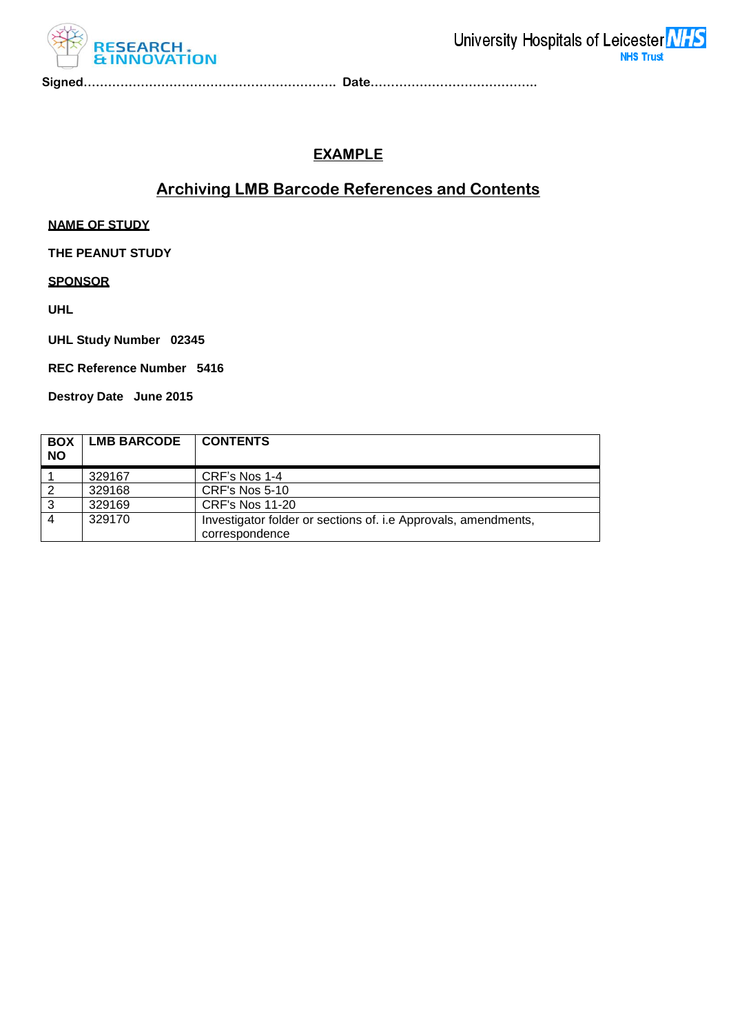**Signed…………………………………………………… Date…………………………………..**

## EXAMPLE

## Archiving LMB Barcode References and Contents

**NAME OF STUDY**

**THE PEANUT STUDY**

**SPONSOR**

**UHL**

**UHL Study Number 02345**

**REC Reference Number 5416**

**Destroy Date June 2015**

| BOX NO | LMB BARCODE | CONTENTS |
|---|---|---|
| 1 | 329167 | CRF's Nos 1-4 |
| 2 | 329168 | CRF's Nos 5-10 |
| 3 | 329169 | CRF's Nos 11-20 |
| 4 | 329170 | Investigator folder or sections of. i.e Approvals, amendments, correspondence |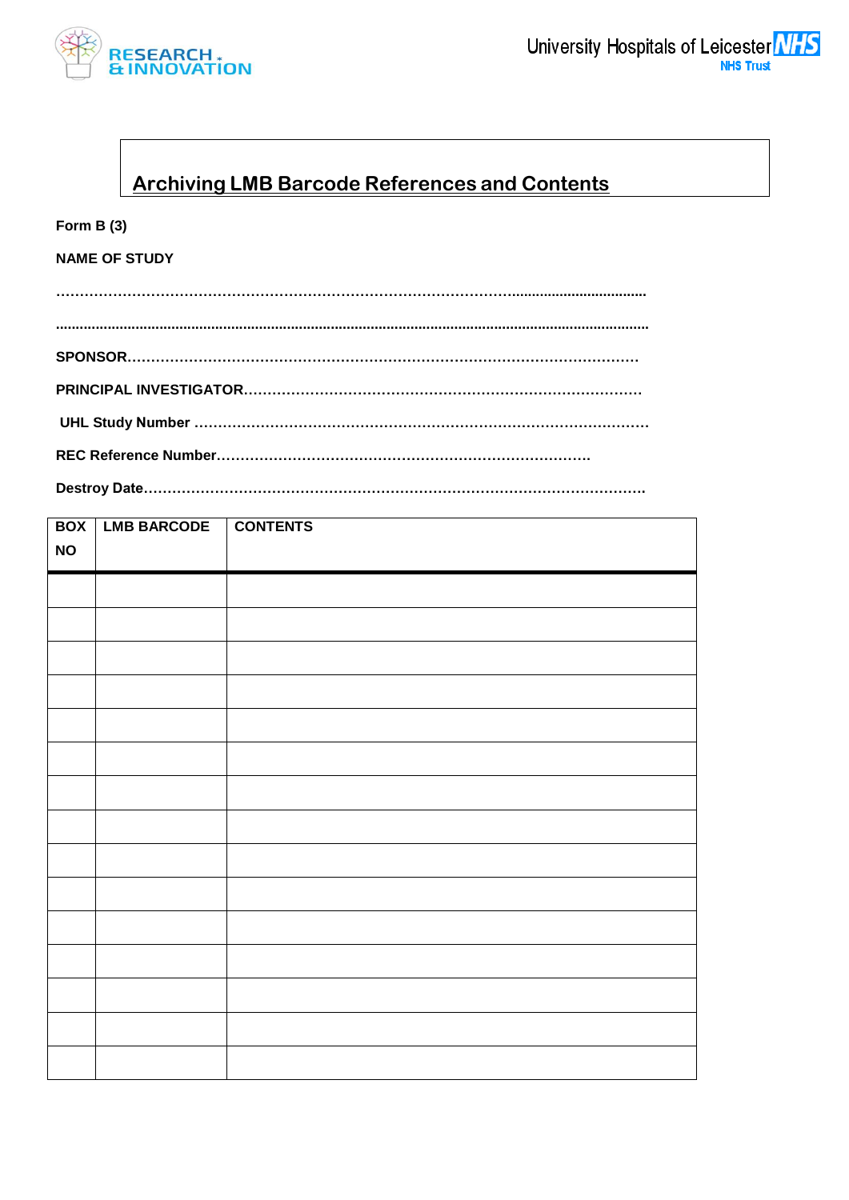# Archiving LMB Barcode References and Contents

**Form B (3)**

**NAME OF STUDY**

………………………………………………………………………………………………………………

………………………………………………………………………………………………………………

**SPONSOR**………………………………………………………………………………………………

**PRINCIPAL INVESTIGATOR**………………………………………………………………………

**UHL Study Number** ………………………………………………………………………………………

**REC Reference Number**……………………………………………………………………

**Destroy Date**…………………………………………………………………………………………

| BOX NO | LMB BARCODE | CONTENTS |
|---|---|---|
| | | |
| | | |
| | | |
| | | |
| | | |
| | | |
| | | |
| | | |
| | | |
| | | |
| | | |
| | | |
| | | |
| | | |
| | | |